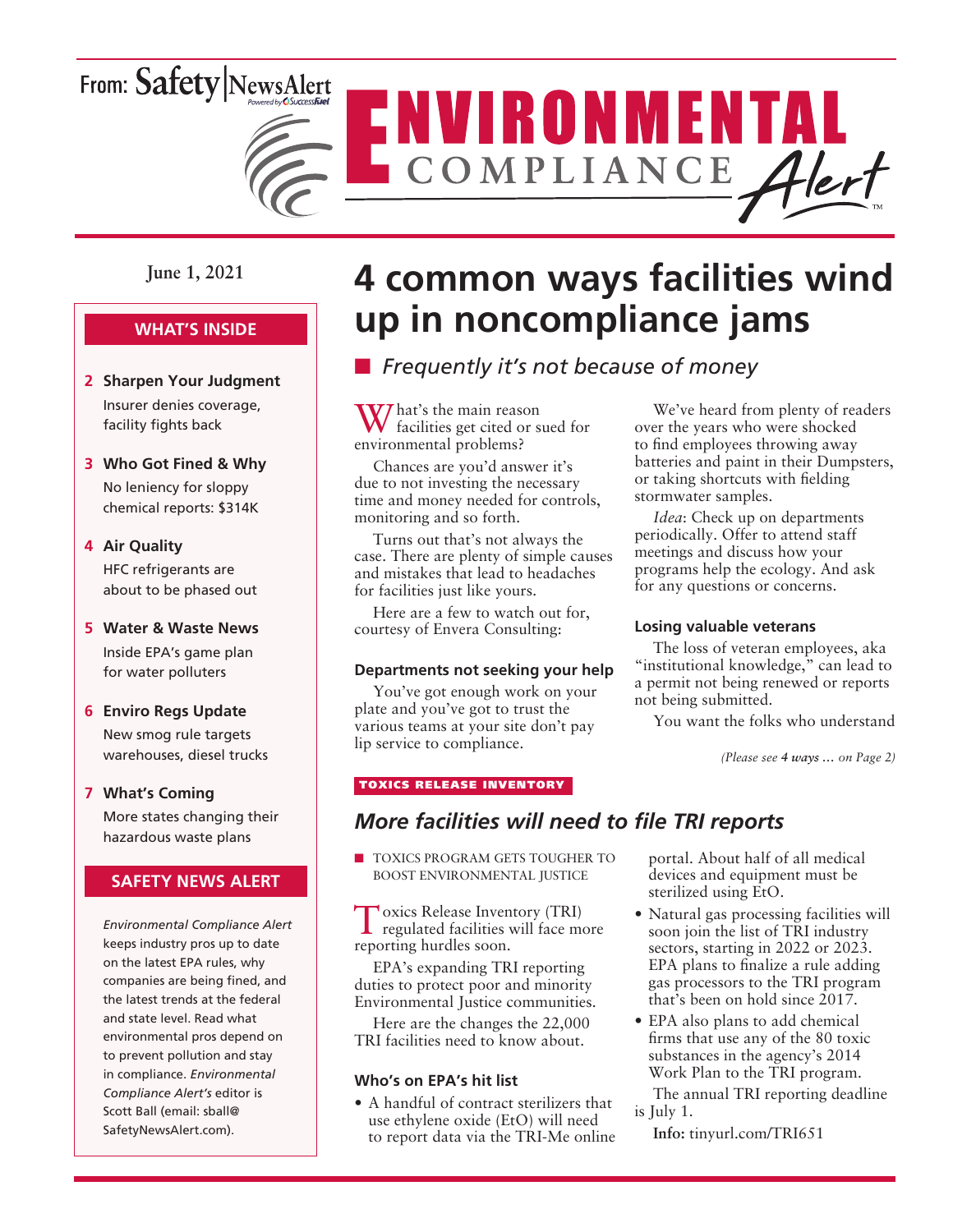From: Safety|NewsAlert

# ENVIRONMENTAL COMPLIANCE Alert

June 1, 2021

## WHAT'S INSIDE

**2 Sharpen Your Judgment**
Insurer denies coverage, facility fights back

**3 Who Got Fined & Why**
No leniency for sloppy chemical reports: $314K

**4 Air Quality**
HFC refrigerants are about to be phased out

**5 Water & Waste News**
Inside EPA's game plan for water polluters

**6 Enviro Regs Update**
New smog rule targets warehouses, diesel trucks

**7 What's Coming**
More states changing their hazardous waste plans

## SAFETY NEWS ALERT

*Environmental Compliance Alert* keeps industry pros up to date on the latest EPA rules, why companies are being fined, and the latest trends at the federal and state level. Read what environmental pros depend on to prevent pollution and stay in compliance. *Environmental Compliance Alert's* editor is Scott Ball (email: sball@SafetyNewsAlert.com).

# 4 common ways facilities wind up in noncompliance jams

■ *Frequently it's not because of money*

What's the main reason facilities get cited or sued for environmental problems?

Chances are you'd answer it's due to not investing the necessary time and money needed for controls, monitoring and so forth.

Turns out that's not always the case. There are plenty of simple causes and mistakes that lead to headaches for facilities just like yours.

Here are a few to watch out for, courtesy of Envera Consulting:

### Departments not seeking your help

You've got enough work on your plate and you've got to trust the various teams at your site don't pay lip service to compliance.

We've heard from plenty of readers over the years who were shocked to find employees throwing away batteries and paint in their Dumpsters, or taking shortcuts with fielding stormwater samples.

*Idea*: Check up on departments periodically. Offer to attend staff meetings and discuss how your programs help the ecology. And ask for any questions or concerns.

### Losing valuable veterans

The loss of veteran employees, aka "institutional knowledge," can lead to a permit not being renewed or reports not being submitted.

You want the folks who understand

*(Please see **4 ways …** on Page 2)*

TOXICS RELEASE INVENTORY

## *More facilities will need to file TRI reports*

■ TOXICS PROGRAM GETS TOUGHER TO BOOST ENVIRONMENTAL JUSTICE

Toxics Release Inventory (TRI) regulated facilities will face more reporting hurdles soon.

EPA's expanding TRI reporting duties to protect poor and minority Environmental Justice communities.

Here are the changes the 22,000 TRI facilities need to know about.

### Who's on EPA's hit list

- A handful of contract sterilizers that use ethylene oxide (EtO) will need to report data via the TRI-Me online portal. About half of all medical devices and equipment must be sterilized using EtO.
- Natural gas processing facilities will soon join the list of TRI industry sectors, starting in 2022 or 2023. EPA plans to finalize a rule adding gas processors to the TRI program that's been on hold since 2017.
- EPA also plans to add chemical firms that use any of the 80 toxic substances in the agency's 2014 Work Plan to the TRI program.

The annual TRI reporting deadline is July 1.

**Info:** tinyurl.com/TRI651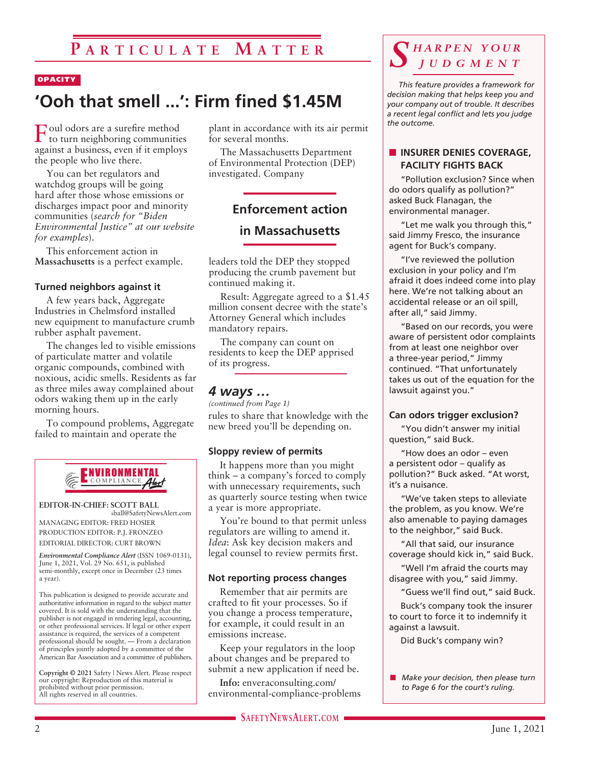# Particulate Matter

**OPACITY**

## 'Ooh that smell ...': Firm fined $1.45M

Foul odors are a surefire method to turn neighboring communities against a business, even if it employs the people who live there.

You can bet regulators and watchdog groups will be going hard after those whose emissions or discharges impact poor and minority communities (*search for "Biden Environmental Justice" at our website for examples*).

This enforcement action in **Massachusetts** is a perfect example.

### Turned neighbors against it

A few years back, Aggregate Industries in Chelmsford installed new equipment to manufacture crumb rubber asphalt pavement.

The changes led to visible emissions of particulate matter and volatile organic compounds, combined with noxious, acidic smells. Residents as far as three miles away complained about odors waking them up in the early morning hours.

To compound problems, Aggregate failed to maintain and operate the plant in accordance with its air permit for several months.

The Massachusetts Department of Environmental Protection (DEP) investigated. Company leaders told the DEP they stopped producing the crumb pavement but continued making it.

**Enforcement action in Massachusetts**

Result: Aggregate agreed to a $1.45 million consent decree with the state's Attorney General which includes mandatory repairs.

The company can count on residents to keep the DEP apprised of its progress.

## 4 ways ...

*(continued from Page 1)*

rules to share that knowledge with the new breed you'll be depending on.

### Sloppy review of permits

It happens more than you might think – a company's forced to comply with unnecessary requirements, such as quarterly source testing when twice a year is more appropriate.

You're bound to that permit unless regulators are willing to amend it. *Idea*: Ask key decision makers and legal counsel to review permits first.

### Not reporting process changes

Remember that air permits are crafted to fit your processes. So if you change a process temperature, for example, it could result in an emissions increase.

Keep your regulators in the loop about changes and be prepared to submit a new application if need be.

**Info:** enveraconsulting.com/environmental-compliance-problems

---

**Environmental Compliance Alert**

EDITOR-IN-CHIEF: SCOTT BALL
sball@SafetyNewsAlert.com
MANAGING EDITOR: FRED HOSIER
PRODUCTION EDITOR: P.J. FRONZEO
EDITORIAL DIRECTOR: CURT BROWN

*Environmental Compliance Alert* (ISSN 1069-0131), June 1, 2021, Vol. 29 No. 651, is published semi-monthly, except once in December (23 times a year).

This publication is designed to provide accurate and authoritative information in regard to the subject matter covered. It is sold with the understanding that the publisher is not engaged in rendering legal, accounting, or other professional services. If legal or other expert assistance is required, the services of a competent professional should be sought. — From a declaration of principles jointly adopted by a committee of the American Bar Association and a committee of publishers.

**Copyright © 2021** Safety | News Alert. Please respect our copyright: Reproduction of this material is prohibited without prior permission. All rights reserved in all countries.

---

# Sharpen Your Judgment

*This feature provides a framework for decision making that helps keep you and your company out of trouble. It describes a recent legal conflict and lets you judge the outcome.*

### INSURER DENIES COVERAGE, FACILITY FIGHTS BACK

"Pollution exclusion? Since when do odors qualify as pollution?" asked Buck Flanagan, the environmental manager.

"Let me walk you through this," said Jimmy Fresco, the insurance agent for Buck's company.

"I've reviewed the pollution exclusion in your policy and I'm afraid it does indeed come into play here. We're not talking about an accidental release or an oil spill, after all," said Jimmy.

"Based on our records, you were aware of persistent odor complaints from at least one neighbor over a three-year period," Jimmy continued. "That unfortunately takes us out of the equation for the lawsuit against you."

### Can odors trigger exclusion?

"You didn't answer my initial question," said Buck.

"How does an odor – even a persistent odor – qualify as pollution?" Buck asked. "At worst, it's a nuisance.

"We've taken steps to alleviate the problem, as you know. We're also amenable to paying damages to the neighbor," said Buck.

"All that said, our insurance coverage should kick in," said Buck.

"Well I'm afraid the courts may disagree with you," said Jimmy.

"Guess we'll find out," said Buck.

Buck's company took the insurer to court to force it to indemnify it against a lawsuit.

Did Buck's company win?

- *Make your decision, then please turn to Page 6 for the court's ruling.*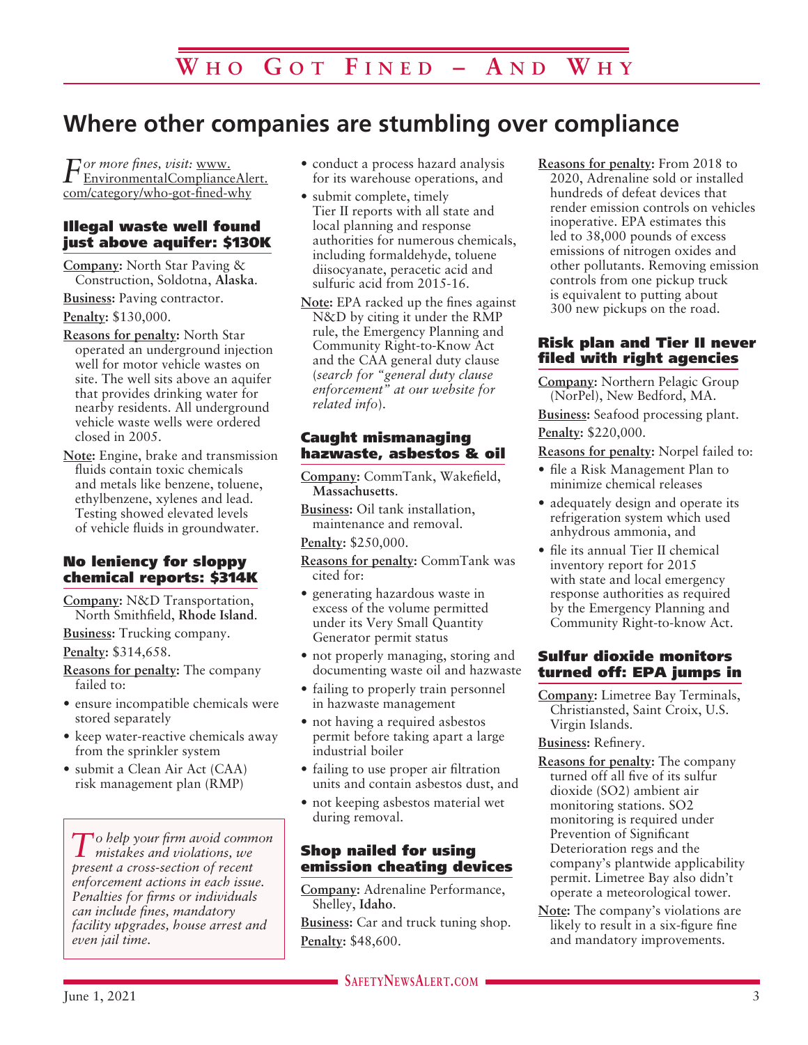# Who Got Fined – And Why

## Where other companies are stumbling over compliance

*For more fines, visit:* www.EnvironmentalComplianceAlert.com/category/who-got-fined-why

### Illegal waste well found just above aquifer: $130K

**Company:** North Star Paving & Construction, Soldotna, **Alaska**.

**Business:** Paving contractor.

**Penalty:** $130,000.

**Reasons for penalty:** North Star operated an underground injection well for motor vehicle wastes on site. The well sits above an aquifer that provides drinking water for nearby residents. All underground vehicle waste wells were ordered closed in 2005.

**Note:** Engine, brake and transmission fluids contain toxic chemicals and metals like benzene, toluene, ethylbenzene, xylenes and lead. Testing showed elevated levels of vehicle fluids in groundwater.

### No leniency for sloppy chemical reports: $314K

**Company:** N&D Transportation, North Smithfield, **Rhode Island**.

**Business:** Trucking company.

**Penalty:** $314,658.

**Reasons for penalty:** The company failed to:

- ensure incompatible chemicals were stored separately
- keep water-reactive chemicals away from the sprinkler system
- submit a Clean Air Act (CAA) risk management plan (RMP)
- conduct a process hazard analysis for its warehouse operations, and
- submit complete, timely Tier II reports with all state and local planning and response authorities for numerous chemicals, including formaldehyde, toluene diisocyanate, peracetic acid and sulfuric acid from 2015-16.

**Note:** EPA racked up the fines against N&D by citing it under the RMP rule, the Emergency Planning and Community Right-to-Know Act and the CAA general duty clause (*search for "general duty clause enforcement" at our website for related info*).

*To help your firm avoid common mistakes and violations, we present a cross-section of recent enforcement actions in each issue. Penalties for firms or individuals can include fines, mandatory facility upgrades, house arrest and even jail time.*

### Caught mismanaging hazwaste, asbestos & oil

**Company:** CommTank, Wakefield, **Massachusetts**.

**Business:** Oil tank installation, maintenance and removal.

**Penalty:** $250,000.

**Reasons for penalty:** CommTank was cited for:

- generating hazardous waste in excess of the volume permitted under its Very Small Quantity Generator permit status
- not properly managing, storing and documenting waste oil and hazwaste
- failing to properly train personnel in hazwaste management
- not having a required asbestos permit before taking apart a large industrial boiler
- failing to use proper air filtration units and contain asbestos dust, and
- not keeping asbestos material wet during removal.

### Shop nailed for using emission cheating devices

**Company:** Adrenaline Performance, Shelley, **Idaho**.

**Business:** Car and truck tuning shop.

**Penalty:** $48,600.

**Reasons for penalty:** From 2018 to 2020, Adrenaline sold or installed hundreds of defeat devices that render emission controls on vehicles inoperative. EPA estimates this led to 38,000 pounds of excess emissions of nitrogen oxides and other pollutants. Removing emission controls from one pickup truck is equivalent to putting about 300 new pickups on the road.

### Risk plan and Tier II never filed with right agencies

**Company:** Northern Pelagic Group (NorPel), New Bedford, MA.

**Business:** Seafood processing plant.

**Penalty:** $220,000.

**Reasons for penalty:** Norpel failed to:

- file a Risk Management Plan to minimize chemical releases
- adequately design and operate its refrigeration system which used anhydrous ammonia, and
- file its annual Tier II chemical inventory report for 2015 with state and local emergency response authorities as required by the Emergency Planning and Community Right-to-know Act.

### Sulfur dioxide monitors turned off: EPA jumps in

**Company:** Limetree Bay Terminals, Christiansted, Saint Croix, U.S. Virgin Islands.

**Business:** Refinery.

**Reasons for penalty:** The company turned off all five of its sulfur dioxide ($SO_2$) ambient air monitoring stations. $SO_2$ monitoring is required under Prevention of Significant Deterioration regs and the company's plantwide applicability permit. Limetree Bay also didn't operate a meteorological tower.

**Note:** The company's violations are likely to result in a six-figure fine and mandatory improvements.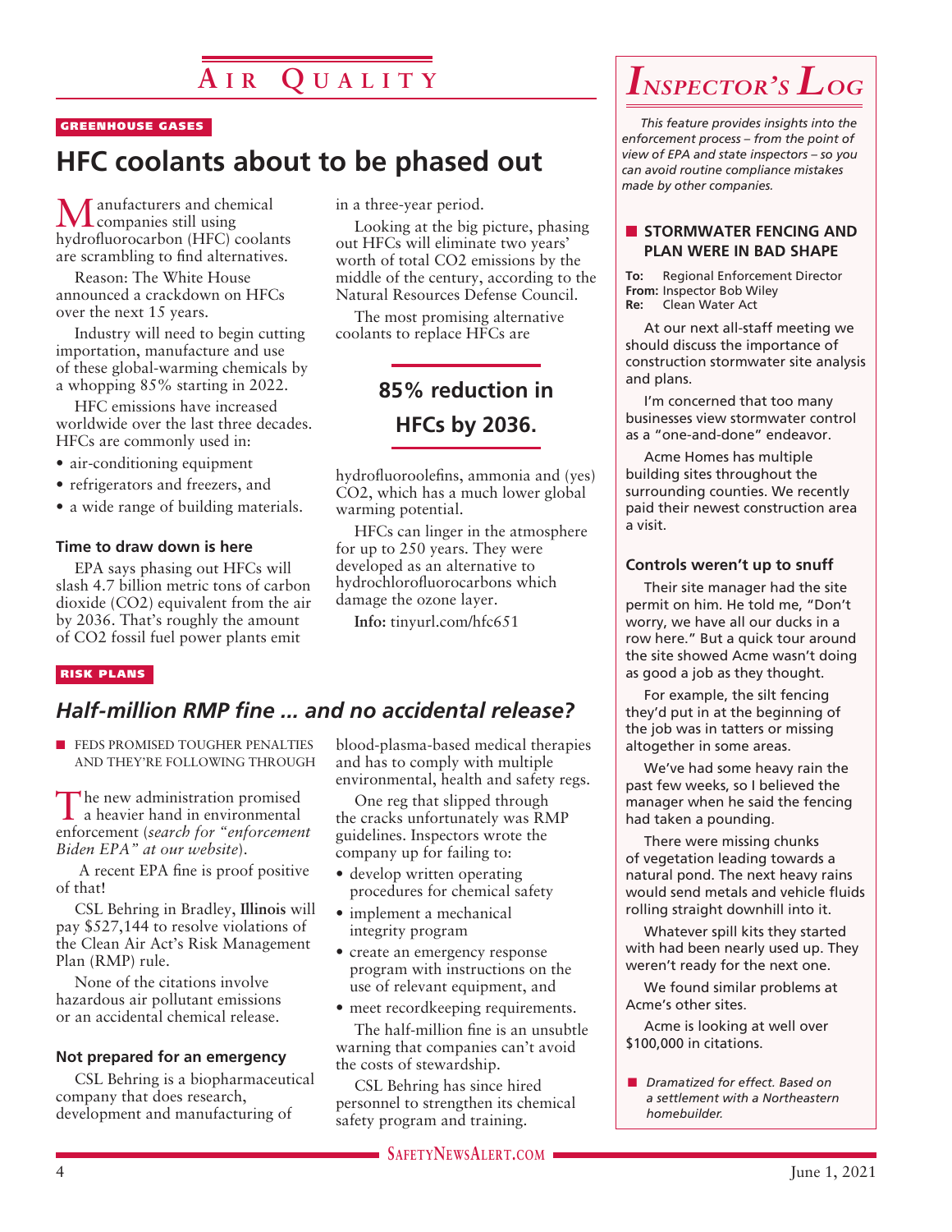# Air Quality

GREENHOUSE GASES

## HFC coolants about to be phased out

Manufacturers and chemical companies still using hydrofluorocarbon (HFC) coolants are scrambling to find alternatives.

Reason: The White House announced a crackdown on HFCs over the next 15 years.

Industry will need to begin cutting importation, manufacture and use of these global-warming chemicals by a whopping 85% starting in 2022.

HFC emissions have increased worldwide over the last three decades. HFCs are commonly used in:

- air-conditioning equipment
- refrigerators and freezers, and
- a wide range of building materials.

### Time to draw down is here

EPA says phasing out HFCs will slash 4.7 billion metric tons of carbon dioxide ($CO_2$) equivalent from the air by 2036. That's roughly the amount of $CO_2$ fossil fuel power plants emit in a three-year period.

Looking at the big picture, phasing out HFCs will eliminate two years' worth of total $CO_2$ emissions by the middle of the century, according to the Natural Resources Defense Council.

The most promising alternative coolants to replace HFCs are hydrofluoroolefins, ammonia and (yes) $CO_2$, which has a much lower global warming potential.

**85% reduction in HFCs by 2036.**

HFCs can linger in the atmosphere for up to 250 years. They were developed as an alternative to hydrochlorofluorocarbons which damage the ozone layer.

**Info:** tinyurl.com/hfc651

RISK PLANS

## *Half-million RMP fine ... and no accidental release?*

■ FEDS PROMISED TOUGHER PENALTIES AND THEY'RE FOLLOWING THROUGH

The new administration promised a heavier hand in environmental enforcement (*search for "enforcement Biden EPA" at our website*).

A recent EPA fine is proof positive of that!

CSL Behring in Bradley, **Illinois** will pay $527,144 to resolve violations of the Clean Air Act's Risk Management Plan (RMP) rule.

None of the citations involve hazardous air pollutant emissions or an accidental chemical release.

### Not prepared for an emergency

CSL Behring is a biopharmaceutical company that does research, development and manufacturing of blood-plasma-based medical therapies and has to comply with multiple environmental, health and safety regs.

One reg that slipped through the cracks unfortunately was RMP guidelines. Inspectors wrote the company up for failing to:

- develop written operating procedures for chemical safety
- implement a mechanical integrity program
- create an emergency response program with instructions on the use of relevant equipment, and
- meet recordkeeping requirements.

The half-million fine is an unsubtle warning that companies can't avoid the costs of stewardship.

CSL Behring has since hired personnel to strengthen its chemical safety program and training.

# *Inspector's Log*

*This feature provides insights into the enforcement process – from the point of view of EPA and state inspectors – so you can avoid routine compliance mistakes made by other companies.*

## ■ STORMWATER FENCING AND PLAN WERE IN BAD SHAPE

**To:** Regional Enforcement Director
**From:** Inspector Bob Wiley
**Re:** Clean Water Act

At our next all-staff meeting we should discuss the importance of construction stormwater site analysis and plans.

I'm concerned that too many businesses view stormwater control as a "one-and-done" endeavor.

Acme Homes has multiple building sites throughout the surrounding counties. We recently paid their newest construction area a visit.

### Controls weren't up to snuff

Their site manager had the site permit on him. He told me, "Don't worry, we have all our ducks in a row here." But a quick tour around the site showed Acme wasn't doing as good a job as they thought.

For example, the silt fencing they'd put in at the beginning of the job was in tatters or missing altogether in some areas.

We've had some heavy rain the past few weeks, so I believed the manager when he said the fencing had taken a pounding.

There were missing chunks of vegetation leading towards a natural pond. The next heavy rains would send metals and vehicle fluids rolling straight downhill into it.

Whatever spill kits they started with had been nearly used up. They weren't ready for the next one.

We found similar problems at Acme's other sites.

Acme is looking at well over $100,000 in citations.

■ *Dramatized for effect. Based on a settlement with a Northeastern homebuilder.*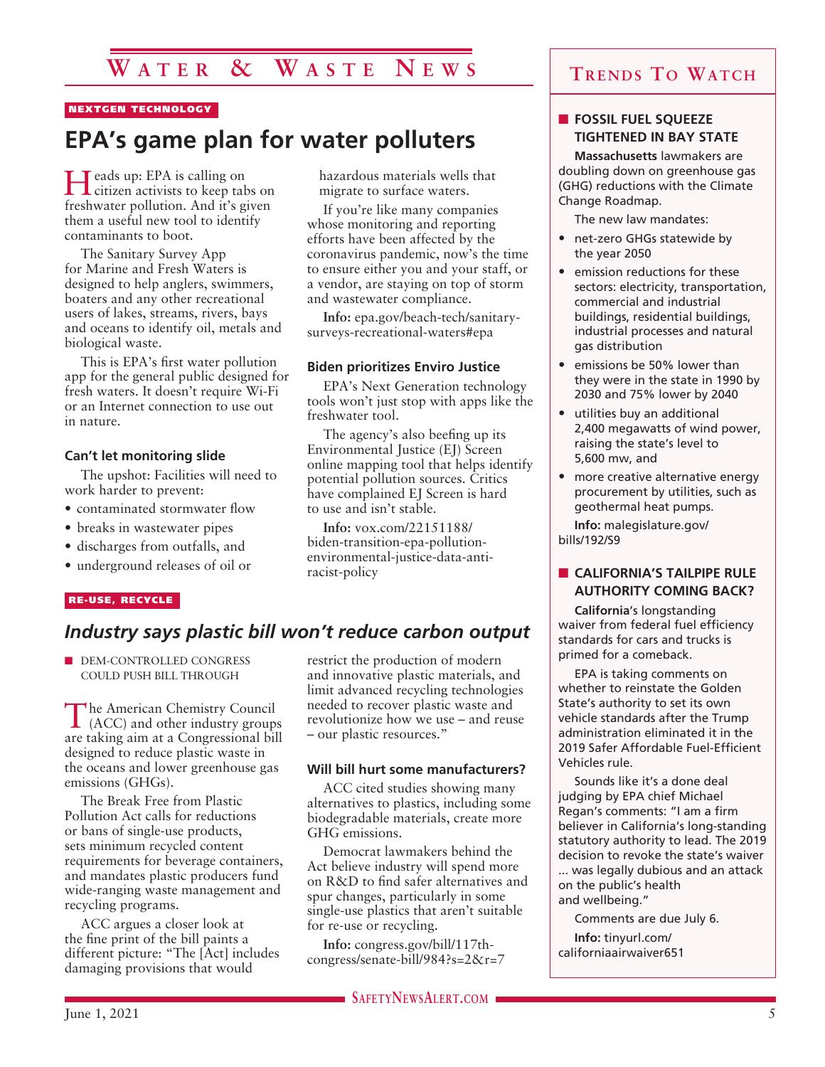# Water & Waste News

NEXTGEN TECHNOLOGY

## EPA's game plan for water polluters

Heads up: EPA is calling on citizen activists to keep tabs on freshwater pollution. And it's given them a useful new tool to identify contaminants to boot.

The Sanitary Survey App for Marine and Fresh Waters is designed to help anglers, swimmers, boaters and any other recreational users of lakes, streams, rivers, bays and oceans to identify oil, metals and biological waste.

This is EPA's first water pollution app for the general public designed for fresh waters. It doesn't require Wi-Fi or an Internet connection to use out in nature.

### Can't let monitoring slide

The upshot: Facilities will need to work harder to prevent:

- contaminated stormwater flow
- breaks in wastewater pipes
- discharges from outfalls, and
- underground releases of oil or hazardous materials wells that migrate to surface waters.

If you're like many companies whose monitoring and reporting efforts have been affected by the coronavirus pandemic, now's the time to ensure either you and your staff, or a vendor, are staying on top of storm and wastewater compliance.

**Info:** epa.gov/beach-tech/sanitary-surveys-recreational-waters#epa

### Biden prioritizes Enviro Justice

EPA's Next Generation technology tools won't just stop with apps like the freshwater tool.

The agency's also beefing up its Environmental Justice (EJ) Screen online mapping tool that helps identify potential pollution sources. Critics have complained EJ Screen is hard to use and isn't stable.

**Info:** vox.com/22151188/biden-transition-epa-pollution-environmental-justice-data-anti-racist-policy

RE-USE, RECYCLE

## *Industry says plastic bill won't reduce carbon output*

- DEM-CONTROLLED CONGRESS COULD PUSH BILL THROUGH

The American Chemistry Council (ACC) and other industry groups are taking aim at a Congressional bill designed to reduce plastic waste in the oceans and lower greenhouse gas emissions (GHGs).

The Break Free from Plastic Pollution Act calls for reductions or bans of single-use products, sets minimum recycled content requirements for beverage containers, and mandates plastic producers fund wide-ranging waste management and recycling programs.

ACC argues a closer look at the fine print of the bill paints a different picture: "The [Act] includes damaging provisions that would restrict the production of modern and innovative plastic materials, and limit advanced recycling technologies needed to recover plastic waste and revolutionize how we use – and reuse – our plastic resources."

### Will bill hurt some manufacturers?

ACC cited studies showing many alternatives to plastics, including some biodegradable materials, create more GHG emissions.

Democrat lawmakers behind the Act believe industry will spend more on R&D to find safer alternatives and spur changes, particularly in some single-use plastics that aren't suitable for re-use or recycling.

**Info:** congress.gov/bill/117th-congress/senate-bill/984?s=2&r=7

## Trends To Watch

### FOSSIL FUEL SQUEEZE TIGHTENED IN BAY STATE

**Massachusetts** lawmakers are doubling down on greenhouse gas (GHG) reductions with the Climate Change Roadmap.

The new law mandates:

- net-zero GHGs statewide by the year 2050
- emission reductions for these sectors: electricity, transportation, commercial and industrial buildings, residential buildings, industrial processes and natural gas distribution
- emissions be 50% lower than they were in the state in 1990 by 2030 and 75% lower by 2040
- utilities buy an additional 2,400 megawatts of wind power, raising the state's level to 5,600 mw, and
- more creative alternative energy procurement by utilities, such as geothermal heat pumps.

**Info:** malegislature.gov/bills/192/S9

### CALIFORNIA'S TAILPIPE RULE AUTHORITY COMING BACK?

**California**'s longstanding waiver from federal fuel efficiency standards for cars and trucks is primed for a comeback.

EPA is taking comments on whether to reinstate the Golden State's authority to set its own vehicle standards after the Trump administration eliminated it in the 2019 Safer Affordable Fuel-Efficient Vehicles rule.

Sounds like it's a done deal judging by EPA chief Michael Regan's comments: "I am a firm believer in California's long-standing statutory authority to lead. The 2019 decision to revoke the state's waiver … was legally dubious and an attack on the public's health and wellbeing."

Comments are due July 6.

**Info:** tinyurl.com/californiaairwaiver651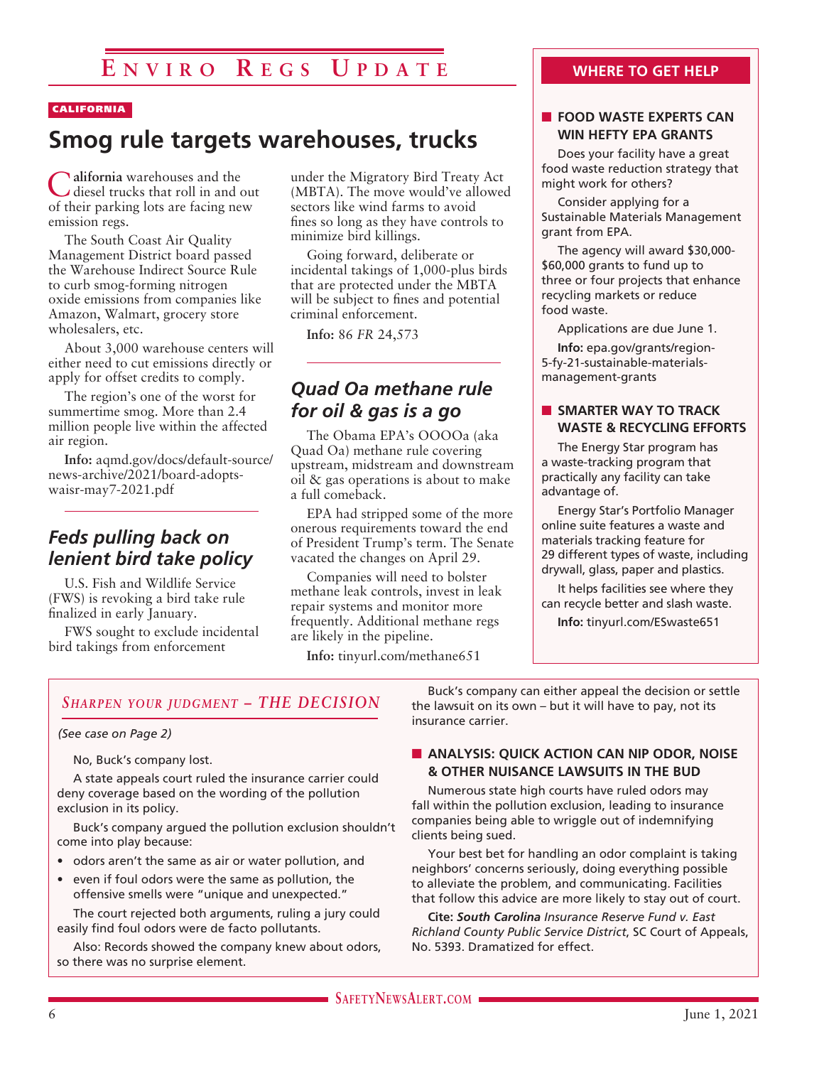# Enviro Regs Update

CALIFORNIA

## Smog rule targets warehouses, trucks

**California** warehouses and the diesel trucks that roll in and out of their parking lots are facing new emission regs.

The South Coast Air Quality Management District board passed the Warehouse Indirect Source Rule to curb smog-forming nitrogen oxide emissions from companies like Amazon, Walmart, grocery store wholesalers, etc.

About 3,000 warehouse centers will either need to cut emissions directly or apply for offset credits to comply.

The region's one of the worst for summertime smog. More than 2.4 million people live within the affected air region.

**Info:** aqmd.gov/docs/default-source/news-archive/2021/board-adopts-waisr-may7-2021.pdf

## *Feds pulling back on lenient bird take policy*

U.S. Fish and Wildlife Service (FWS) is revoking a bird take rule finalized in early January.

FWS sought to exclude incidental bird takings from enforcement under the Migratory Bird Treaty Act (MBTA). The move would've allowed sectors like wind farms to avoid fines so long as they have controls to minimize bird killings.

Going forward, deliberate or incidental takings of 1,000-plus birds that are protected under the MBTA will be subject to fines and potential criminal enforcement.

**Info:** 86 *FR* 24,573

## *Quad Oa methane rule for oil & gas is a go*

The Obama EPA's OOOOa (aka Quad Oa) methane rule covering upstream, midstream and downstream oil & gas operations is about to make a full comeback.

EPA had stripped some of the more onerous requirements toward the end of President Trump's term. The Senate vacated the changes on April 29.

Companies will need to bolster methane leak controls, invest in leak repair systems and monitor more frequently. Additional methane regs are likely in the pipeline.

**Info:** tinyurl.com/methane651

## WHERE TO GET HELP

### FOOD WASTE EXPERTS CAN WIN HEFTY EPA GRANTS

Does your facility have a great food waste reduction strategy that might work for others?

Consider applying for a Sustainable Materials Management grant from EPA.

The agency will award $30,000-$60,000 grants to fund up to three or four projects that enhance recycling markets or reduce food waste.

Applications are due June 1.

**Info:** epa.gov/grants/region-5-fy-21-sustainable-materials-management-grants

### SMARTER WAY TO TRACK WASTE & RECYCLING EFFORTS

The Energy Star program has a waste-tracking program that practically any facility can take advantage of.

Energy Star's Portfolio Manager online suite features a waste and materials tracking feature for 29 different types of waste, including drywall, glass, paper and plastics.

It helps facilities see where they can recycle better and slash waste.

**Info:** tinyurl.com/ESwaste651

## *Sharpen your judgment – THE DECISION*

*(See case on Page 2)*

No, Buck's company lost.

A state appeals court ruled the insurance carrier could deny coverage based on the wording of the pollution exclusion in its policy.

Buck's company argued the pollution exclusion shouldn't come into play because:

- odors aren't the same as air or water pollution, and
- even if foul odors were the same as pollution, the offensive smells were "unique and unexpected."

The court rejected both arguments, ruling a jury could easily find foul odors were de facto pollutants.

Also: Records showed the company knew about odors, so there was no surprise element.

Buck's company can either appeal the decision or settle the lawsuit on its own – but it will have to pay, not its insurance carrier.

### ANALYSIS: QUICK ACTION CAN NIP ODOR, NOISE & OTHER NUISANCE LAWSUITS IN THE BUD

Numerous state high courts have ruled odors may fall within the pollution exclusion, leading to insurance companies being able to wriggle out of indemnifying clients being sued.

Your best bet for handling an odor complaint is taking neighbors' concerns seriously, doing everything possible to alleviate the problem, and communicating. Facilities that follow this advice are more likely to stay out of court.

**Cite:** ***South Carolina*** *Insurance Reserve Fund v. East Richland County Public Service District*, SC Court of Appeals, No. 5393. Dramatized for effect.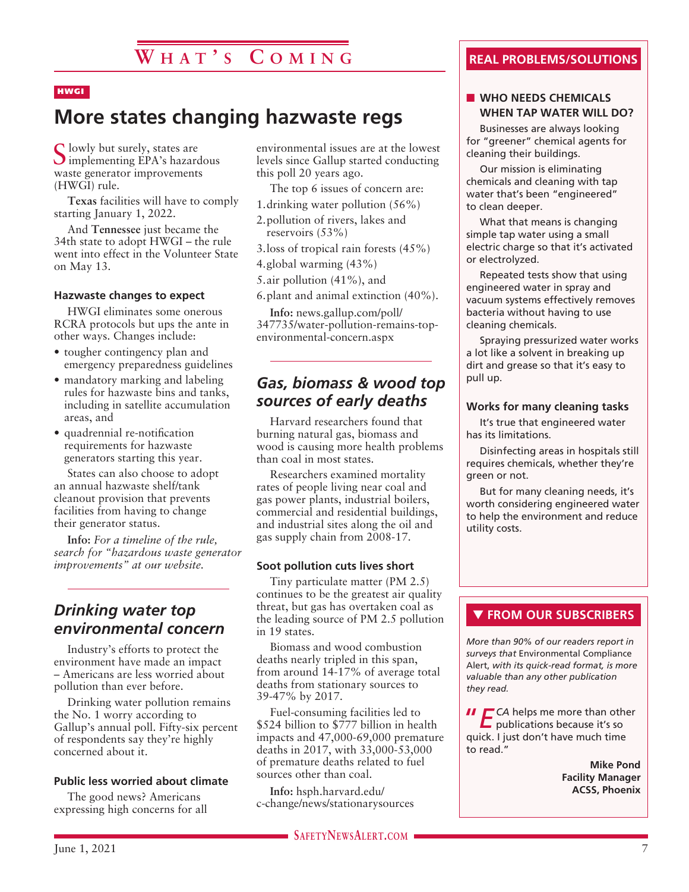# What's Coming

HWGI

## More states changing hazwaste regs

Slowly but surely, states are implementing EPA's hazardous waste generator improvements (HWGI) rule.

**Texas** facilities will have to comply starting January 1, 2022.

And **Tennessee** just became the 34th state to adopt HWGI – the rule went into effect in the Volunteer State on May 13.

### Hazwaste changes to expect

HWGI eliminates some onerous RCRA protocols but ups the ante in other ways. Changes include:

- tougher contingency plan and emergency preparedness guidelines
- mandatory marking and labeling rules for hazwaste bins and tanks, including in satellite accumulation areas, and
- quadrennial re-notification requirements for hazwaste generators starting this year.

States can also choose to adopt an annual hazwaste shelf/tank cleanout provision that prevents facilities from having to change their generator status.

**Info:** *For a timeline of the rule, search for "hazardous waste generator improvements" at our website.*

## *Drinking water top environmental concern*

Industry's efforts to protect the environment have made an impact – Americans are less worried about pollution than ever before.

Drinking water pollution remains the No. 1 worry according to Gallup's annual poll. Fifty-six percent of respondents say they're highly concerned about it.

### Public less worried about climate

The good news? Americans expressing high concerns for all environmental issues are at the lowest levels since Gallup started conducting this poll 20 years ago.

The top 6 issues of concern are:

1. drinking water pollution (56%)
2. pollution of rivers, lakes and reservoirs (53%)
3. loss of tropical rain forests (45%)
4. global warming (43%)
5. air pollution (41%), and
6. plant and animal extinction (40%).

**Info:** news.gallup.com/poll/347735/water-pollution-remains-top-environmental-concern.aspx

## *Gas, biomass & wood top sources of early deaths*

Harvard researchers found that burning natural gas, biomass and wood is causing more health problems than coal in most states.

Researchers examined mortality rates of people living near coal and gas power plants, industrial boilers, commercial and residential buildings, and industrial sites along the oil and gas supply chain from 2008-17.

### Soot pollution cuts lives short

Tiny particulate matter (PM 2.5) continues to be the greatest air quality threat, but gas has overtaken coal as the leading source of PM 2.5 pollution in 19 states.

Biomass and wood combustion deaths nearly tripled in this span, from around 14-17% of average total deaths from stationary sources to 39-47% by 2017.

Fuel-consuming facilities led to $524 billion to $777 billion in health impacts and 47,000-69,000 premature deaths in 2017, with 33,000-53,000 of premature deaths related to fuel sources other than coal.

**Info:** hsph.harvard.edu/c-change/news/stationarysources

## REAL PROBLEMS/SOLUTIONS

### WHO NEEDS CHEMICALS WHEN TAP WATER WILL DO?

Businesses are always looking for "greener" chemical agents for cleaning their buildings.

Our mission is eliminating chemicals and cleaning with tap water that's been "engineered" to clean deeper.

What that means is changing simple tap water using a small electric charge so that it's activated or electrolyzed.

Repeated tests show that using engineered water in spray and vacuum systems effectively removes bacteria without having to use cleaning chemicals.

Spraying pressurized water works a lot like a solvent in breaking up dirt and grease so that it's easy to pull up.

### Works for many cleaning tasks

It's true that engineered water has its limitations.

Disinfecting areas in hospitals still requires chemicals, whether they're green or not.

But for many cleaning needs, it's worth considering engineered water to help the environment and reduce utility costs.

## ▼ FROM OUR SUBSCRIBERS

*More than 90% of our readers report in surveys that* Environmental Compliance Alert, *with its quick-read format, is more valuable than any other publication they read.*

"*ECA* helps me more than other publications because it's so quick. I just don't have much time to read."

**Mike Pond**
**Facility Manager**
**ACSS, Phoenix**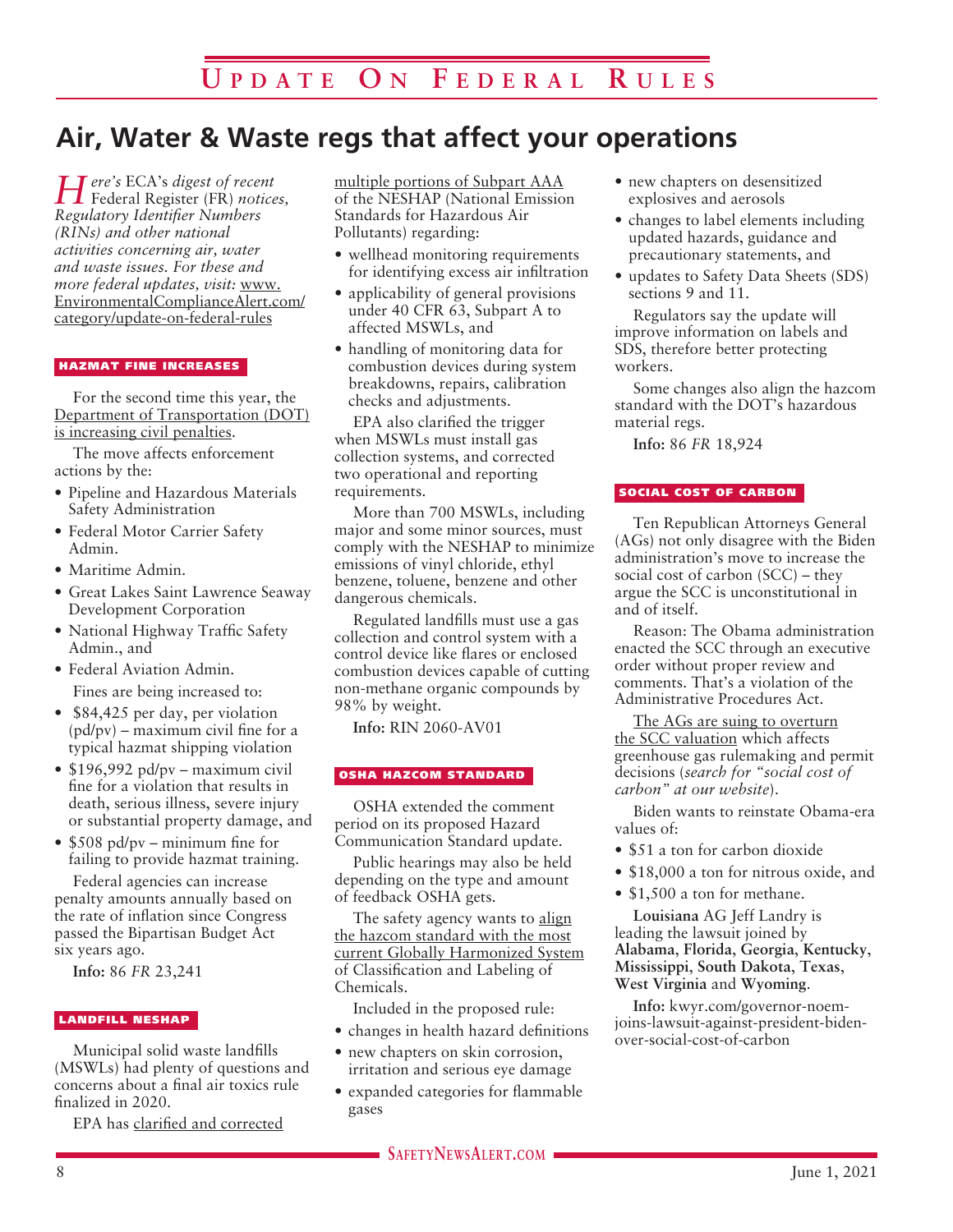# Update On Federal Rules

## Air, Water & Waste regs that affect your operations

*Here's* ECA's *digest of recent* Federal Register (FR) *notices, Regulatory Identifier Numbers (RINs) and other national activities concerning air, water and waste issues. For these and more federal updates, visit:* www.EnvironmentalComplianceAlert.com/category/update-on-federal-rules

### HAZMAT FINE INCREASES

For the second time this year, the Department of Transportation (DOT) is increasing civil penalties.

The move affects enforcement actions by the:

- Pipeline and Hazardous Materials Safety Administration
- Federal Motor Carrier Safety Admin.
- Maritime Admin.
- Great Lakes Saint Lawrence Seaway Development Corporation
- National Highway Traffic Safety Admin., and
- Federal Aviation Admin.

Fines are being increased to:

- $84,425 per day, per violation (pd/pv) – maximum civil fine for a typical hazmat shipping violation
- $196,992 pd/pv – maximum civil fine for a violation that results in death, serious illness, severe injury or substantial property damage, and
- $508 pd/pv – minimum fine for failing to provide hazmat training.

Federal agencies can increase penalty amounts annually based on the rate of inflation since Congress passed the Bipartisan Budget Act six years ago.

**Info:** 86 *FR* 23,241

### LANDFILL NESHAP

Municipal solid waste landfills (MSWLs) had plenty of questions and concerns about a final air toxics rule finalized in 2020.

EPA has clarified and corrected multiple portions of Subpart AAA of the NESHAP (National Emission Standards for Hazardous Air Pollutants) regarding:

- wellhead monitoring requirements for identifying excess air infiltration
- applicability of general provisions under 40 CFR 63, Subpart A to affected MSWLs, and
- handling of monitoring data for combustion devices during system breakdowns, repairs, calibration checks and adjustments.

EPA also clarified the trigger when MSWLs must install gas collection systems, and corrected two operational and reporting requirements.

More than 700 MSWLs, including major and some minor sources, must comply with the NESHAP to minimize emissions of vinyl chloride, ethyl benzene, toluene, benzene and other dangerous chemicals.

Regulated landfills must use a gas collection and control system with a control device like flares or enclosed combustion devices capable of cutting non-methane organic compounds by 98% by weight.

**Info:** RIN 2060-AV01

### OSHA HAZCOM STANDARD

OSHA extended the comment period on its proposed Hazard Communication Standard update.

Public hearings may also be held depending on the type and amount of feedback OSHA gets.

The safety agency wants to align the hazcom standard with the most current Globally Harmonized System of Classification and Labeling of Chemicals.

Included in the proposed rule:

- changes in health hazard definitions
- new chapters on skin corrosion, irritation and serious eye damage
- expanded categories for flammable gases
- new chapters on desensitized explosives and aerosols
- changes to label elements including updated hazards, guidance and precautionary statements, and
- updates to Safety Data Sheets (SDS) sections 9 and 11.

Regulators say the update will improve information on labels and SDS, therefore better protecting workers.

Some changes also align the hazcom standard with the DOT's hazardous material regs.

**Info:** 86 *FR* 18,924

### SOCIAL COST OF CARBON

Ten Republican Attorneys General (AGs) not only disagree with the Biden administration's move to increase the social cost of carbon (SCC) – they argue the SCC is unconstitutional in and of itself.

Reason: The Obama administration enacted the SCC through an executive order without proper review and comments. That's a violation of the Administrative Procedures Act.

The AGs are suing to overturn the SCC valuation which affects greenhouse gas rulemaking and permit decisions (*search for "social cost of carbon" at our website*).

Biden wants to reinstate Obama-era values of:

- $51 a ton for carbon dioxide
- $18,000 a ton for nitrous oxide, and
- $1,500 a ton for methane.

**Louisiana** AG Jeff Landry is leading the lawsuit joined by **Alabama**, **Florida**, **Georgia**, **Kentucky**, **Mississippi**, **South Dakota**, **Texas**, **West Virginia** and **Wyoming**.

**Info:** kwyr.com/governor-noem-joins-lawsuit-against-president-biden-over-social-cost-of-carbon